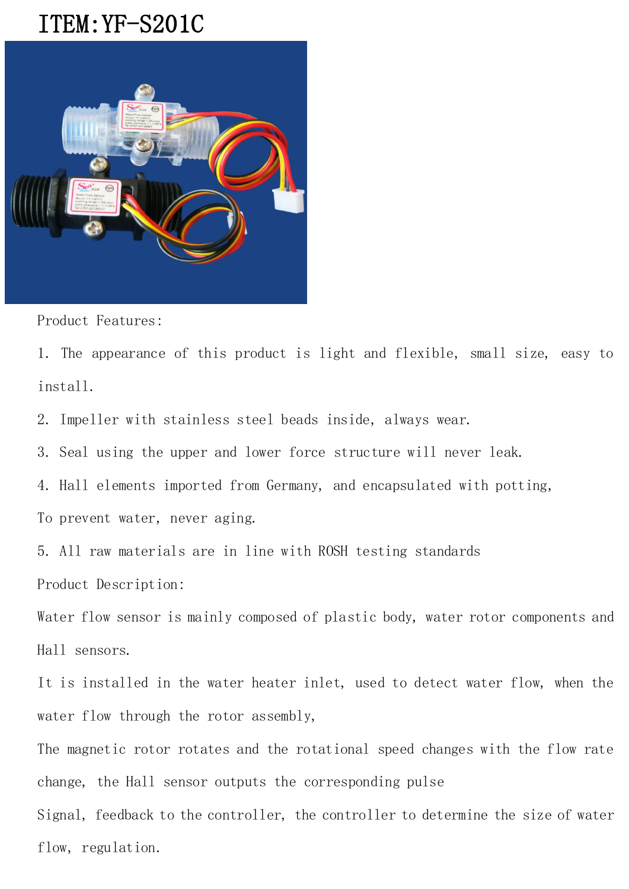# ITEM:YF-S201C

Product Features:

1. The appearance of this product is light and flexible, small size, easy to install.
2. Impeller with stainless steel beads inside, always wear.
3. Seal using the upper and lower force structure will never leak.
4. Hall elements imported from Germany, and encapsulated with potting, To prevent water, never aging.
5. All raw materials are in line with ROSH testing standards

Product Description:

Water flow sensor is mainly composed of plastic body, water rotor components and Hall sensors.

It is installed in the water heater inlet, used to detect water flow, when the water flow through the rotor assembly,

The magnetic rotor rotates and the rotational speed changes with the flow rate change, the Hall sensor outputs the corresponding pulse

Signal, feedback to the controller, the controller to determine the size of water flow, regulation.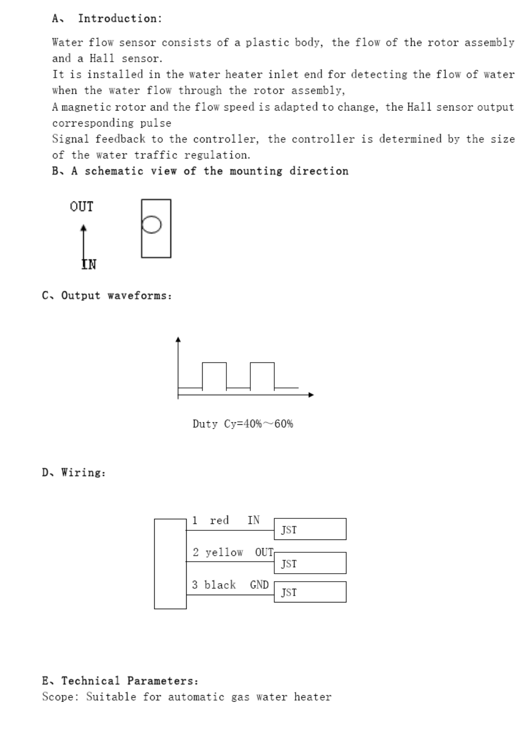## A、 Introduction:

Water flow sensor consists of a plastic body, the flow of the rotor assembly and a Hall sensor.
It is installed in the water heater inlet end for detecting the flow of water when the water flow through the rotor assembly,
A magnetic rotor and the flow speed is adapted to change, the Hall sensor output corresponding pulse
Signal feedback to the controller, the controller is determined by the size of the water traffic regulation.

## B、 A schematic view of the mounting direction

OUT

IN

## C、 Output waveforms:

Duty Cy=40%～60%

## D、 Wiring:

| Pin | Color | Signal | Connector |
|---|---|---|---|
| 1 | red | IN | JST |
| 2 | yellow | OUT | JST |
| 3 | black | GND | JST |

## E、 Technical Parameters:

Scope: Suitable for automatic gas water heater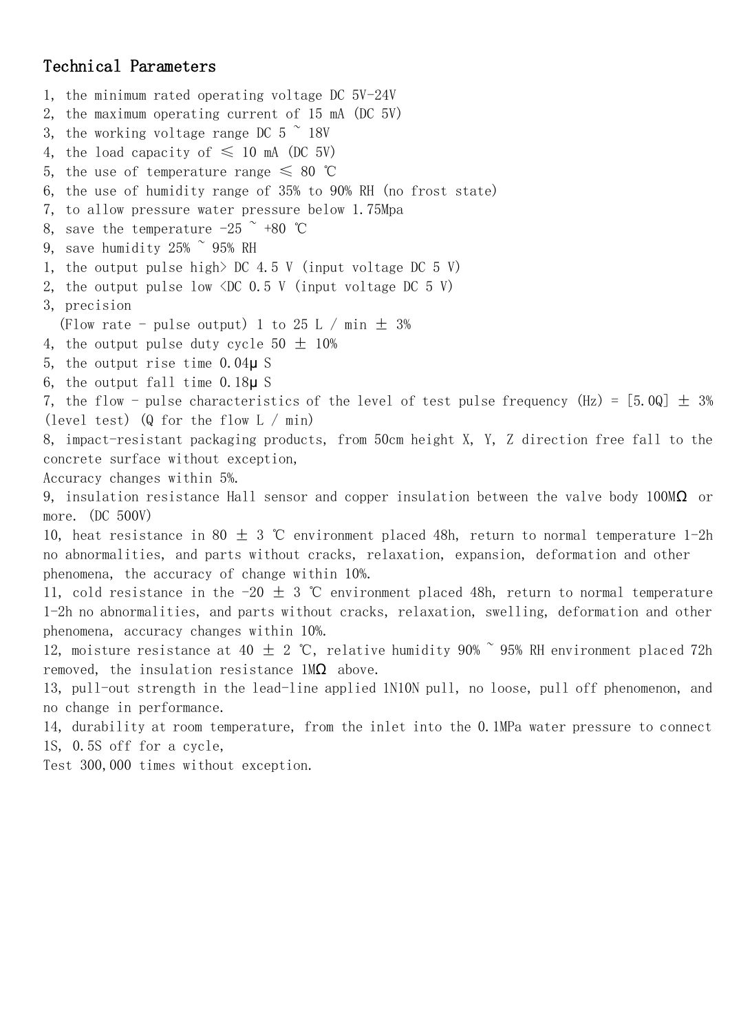## Technical Parameters

1, the minimum rated operating voltage DC 5V-24V
2, the maximum operating current of 15 mA (DC 5V)
3, the working voltage range DC 5 ~ 18V
4, the load capacity of ≤ 10 mA (DC 5V)
5, the use of temperature range ≤ 80 ℃
6, the use of humidity range of 35% to 90% RH (no frost state)
7, to allow pressure water pressure below 1.75Mpa
8, save the temperature -25 ~ +80 ℃
9, save humidity 25% ~ 95% RH
1, the output pulse high> DC 4.5 V (input voltage DC 5 V)
2, the output pulse low <DC 0.5 V (input voltage DC 5 V)
3, precision
(Flow rate - pulse output) 1 to 25 L / min ± 3%
4, the output pulse duty cycle 50 ± 10%
5, the output rise time 0.04μ S
6, the output fall time 0.18μ S
7, the flow - pulse characteristics of the level of test pulse frequency (Hz) = [5.0Q] ± 3% (level test) (Q for the flow L / min)
8, impact-resistant packaging products, from 50cm height X, Y, Z direction free fall to the concrete surface without exception,
Accuracy changes within 5%.
9, insulation resistance Hall sensor and copper insulation between the valve body 100MΩ or more. (DC 500V)
10, heat resistance in 80 ± 3 ℃ environment placed 48h, return to normal temperature 1-2h no abnormalities, and parts without cracks, relaxation, expansion, deformation and other phenomena, the accuracy of change within 10%.
11, cold resistance in the -20 ± 3 ℃ environment placed 48h, return to normal temperature 1-2h no abnormalities, and parts without cracks, relaxation, swelling, deformation and other phenomena, accuracy changes within 10%.
12, moisture resistance at 40 ± 2 ℃, relative humidity 90% ~ 95% RH environment placed 72h removed, the insulation resistance 1MΩ above.
13, pull-out strength in the lead-line applied 1N10N pull, no loose, pull off phenomenon, and no change in performance.
14, durability at room temperature, from the inlet into the 0.1MPa water pressure to connect 1S, 0.5S off for a cycle,
Test 300,000 times without exception.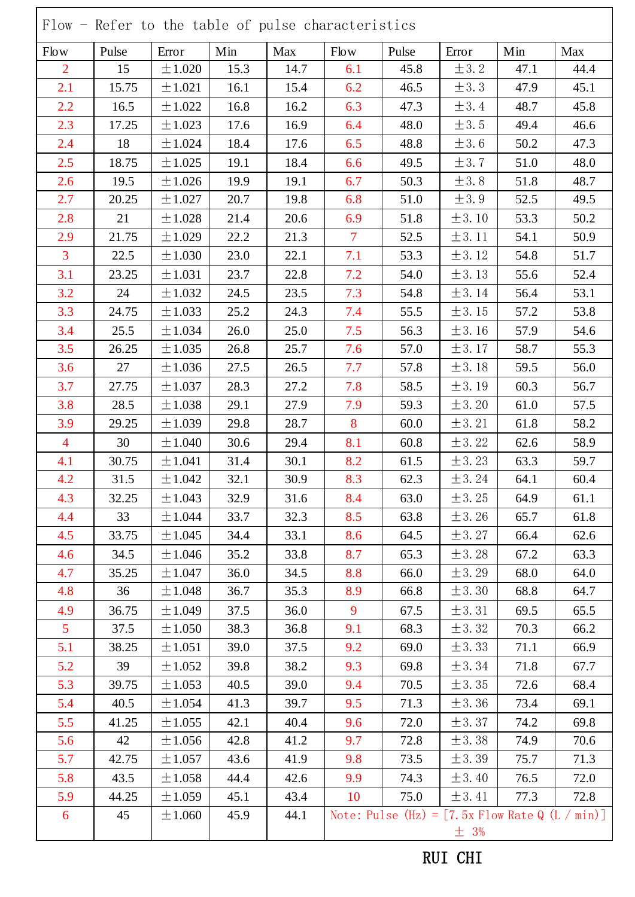| Flow - Refer to the table of pulse characteristics | | | | | | | | | |
|---|---|---|---|---|---|---|---|---|---|
| Flow | Pulse | Error | Min | Max | Flow | Pulse | Error | Min | Max |
| 2 | 15 | ±1.020 | 15.3 | 14.7 | 6.1 | 45.8 | ±3.2 | 47.1 | 44.4 |
| 2.1 | 15.75 | ±1.021 | 16.1 | 15.4 | 6.2 | 46.5 | ±3.3 | 47.9 | 45.1 |
| 2.2 | 16.5 | ±1.022 | 16.8 | 16.2 | 6.3 | 47.3 | ±3.4 | 48.7 | 45.8 |
| 2.3 | 17.25 | ±1.023 | 17.6 | 16.9 | 6.4 | 48.0 | ±3.5 | 49.4 | 46.6 |
| 2.4 | 18 | ±1.024 | 18.4 | 17.6 | 6.5 | 48.8 | ±3.6 | 50.2 | 47.3 |
| 2.5 | 18.75 | ±1.025 | 19.1 | 18.4 | 6.6 | 49.5 | ±3.7 | 51.0 | 48.0 |
| 2.6 | 19.5 | ±1.026 | 19.9 | 19.1 | 6.7 | 50.3 | ±3.8 | 51.8 | 48.7 |
| 2.7 | 20.25 | ±1.027 | 20.7 | 19.8 | 6.8 | 51.0 | ±3.9 | 52.5 | 49.5 |
| 2.8 | 21 | ±1.028 | 21.4 | 20.6 | 6.9 | 51.8 | ±3.10 | 53.3 | 50.2 |
| 2.9 | 21.75 | ±1.029 | 22.2 | 21.3 | 7 | 52.5 | ±3.11 | 54.1 | 50.9 |
| 3 | 22.5 | ±1.030 | 23.0 | 22.1 | 7.1 | 53.3 | ±3.12 | 54.8 | 51.7 |
| 3.1 | 23.25 | ±1.031 | 23.7 | 22.8 | 7.2 | 54.0 | ±3.13 | 55.6 | 52.4 |
| 3.2 | 24 | ±1.032 | 24.5 | 23.5 | 7.3 | 54.8 | ±3.14 | 56.4 | 53.1 |
| 3.3 | 24.75 | ±1.033 | 25.2 | 24.3 | 7.4 | 55.5 | ±3.15 | 57.2 | 53.8 |
| 3.4 | 25.5 | ±1.034 | 26.0 | 25.0 | 7.5 | 56.3 | ±3.16 | 57.9 | 54.6 |
| 3.5 | 26.25 | ±1.035 | 26.8 | 25.7 | 7.6 | 57.0 | ±3.17 | 58.7 | 55.3 |
| 3.6 | 27 | ±1.036 | 27.5 | 26.5 | 7.7 | 57.8 | ±3.18 | 59.5 | 56.0 |
| 3.7 | 27.75 | ±1.037 | 28.3 | 27.2 | 7.8 | 58.5 | ±3.19 | 60.3 | 56.7 |
| 3.8 | 28.5 | ±1.038 | 29.1 | 27.9 | 7.9 | 59.3 | ±3.20 | 61.0 | 57.5 |
| 3.9 | 29.25 | ±1.039 | 29.8 | 28.7 | 8 | 60.0 | ±3.21 | 61.8 | 58.2 |
| 4 | 30 | ±1.040 | 30.6 | 29.4 | 8.1 | 60.8 | ±3.22 | 62.6 | 58.9 |
| 4.1 | 30.75 | ±1.041 | 31.4 | 30.1 | 8.2 | 61.5 | ±3.23 | 63.3 | 59.7 |
| 4.2 | 31.5 | ±1.042 | 32.1 | 30.9 | 8.3 | 62.3 | ±3.24 | 64.1 | 60.4 |
| 4.3 | 32.25 | ±1.043 | 32.9 | 31.6 | 8.4 | 63.0 | ±3.25 | 64.9 | 61.1 |
| 4.4 | 33 | ±1.044 | 33.7 | 32.3 | 8.5 | 63.8 | ±3.26 | 65.7 | 61.8 |
| 4.5 | 33.75 | ±1.045 | 34.4 | 33.1 | 8.6 | 64.5 | ±3.27 | 66.4 | 62.6 |
| 4.6 | 34.5 | ±1.046 | 35.2 | 33.8 | 8.7 | 65.3 | ±3.28 | 67.2 | 63.3 |
| 4.7 | 35.25 | ±1.047 | 36.0 | 34.5 | 8.8 | 66.0 | ±3.29 | 68.0 | 64.0 |
| 4.8 | 36 | ±1.048 | 36.7 | 35.3 | 8.9 | 66.8 | ±3.30 | 68.8 | 64.7 |
| 4.9 | 36.75 | ±1.049 | 37.5 | 36.0 | 9 | 67.5 | ±3.31 | 69.5 | 65.5 |
| 5 | 37.5 | ±1.050 | 38.3 | 36.8 | 9.1 | 68.3 | ±3.32 | 70.3 | 66.2 |
| 5.1 | 38.25 | ±1.051 | 39.0 | 37.5 | 9.2 | 69.0 | ±3.33 | 71.1 | 66.9 |
| 5.2 | 39 | ±1.052 | 39.8 | 38.2 | 9.3 | 69.8 | ±3.34 | 71.8 | 67.7 |
| 5.3 | 39.75 | ±1.053 | 40.5 | 39.0 | 9.4 | 70.5 | ±3.35 | 72.6 | 68.4 |
| 5.4 | 40.5 | ±1.054 | 41.3 | 39.7 | 9.5 | 71.3 | ±3.36 | 73.4 | 69.1 |
| 5.5 | 41.25 | ±1.055 | 42.1 | 40.4 | 9.6 | 72.0 | ±3.37 | 74.2 | 69.8 |
| 5.6 | 42 | ±1.056 | 42.8 | 41.2 | 9.7 | 72.8 | ±3.38 | 74.9 | 70.6 |
| 5.7 | 42.75 | ±1.057 | 43.6 | 41.9 | 9.8 | 73.5 | ±3.39 | 75.7 | 71.3 |
| 5.8 | 43.5 | ±1.058 | 44.4 | 42.6 | 9.9 | 74.3 | ±3.40 | 76.5 | 72.0 |
| 5.9 | 44.25 | ±1.059 | 45.1 | 43.4 | 10 | 75.0 | ±3.41 | 77.3 | 72.8 |
| 6 | 45 | ±1.060 | 45.9 | 44.1 | Note: Pulse (Hz) = [7.5x Flow Rate Q (L / min)] ± 3% | | | | |

RUI CHI